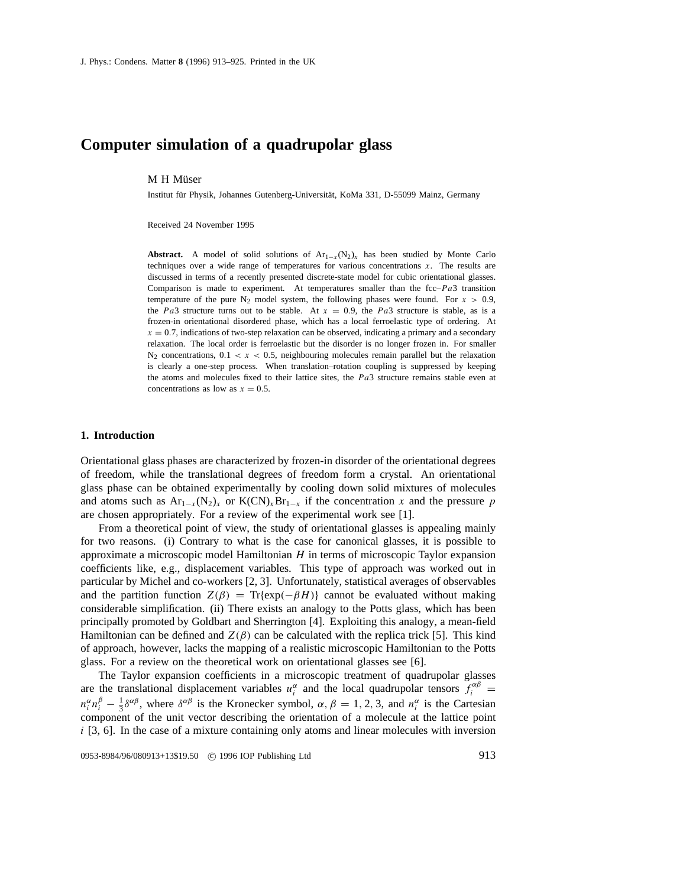# Computer simulation of a quadrupolar glass

M H Müser

Institut für Physik, Johannes Gutenberg-Universität, KoMa 331, D-55099 Mainz, Germany

Received 24 November 1995

**Abstract.** A model of solid solutions of $Ar_{1-x}(N_2)_x$ has been studied by Monte Carlo techniques over a wide range of temperatures for various concentrations $x$. The results are discussed in terms of a recently presented discrete-state model for cubic orientational glasses. Comparison is made to experiment. At temperatures smaller than the fcc–$Pa3$ transition temperature of the pure $N_2$ model system, the following phases were found. For $x > 0.9$, the $Pa3$ structure turns out to be stable. At $x = 0.9$, the $Pa3$ structure is stable, as is a frozen-in orientational disordered phase, which has a local ferroelastic type of ordering. At $x = 0.7$, indications of two-step relaxation can be observed, indicating a primary and a secondary relaxation. The local order is ferroelastic but the disorder is no longer frozen in. For smaller $N_2$ concentrations, $0.1 < x < 0.5$, neighbouring molecules remain parallel but the relaxation is clearly a one-step process. When translation–rotation coupling is suppressed by keeping the atoms and molecules fixed to their lattice sites, the $Pa3$ structure remains stable even at concentrations as low as $x = 0.5$.

## 1. Introduction

Orientational glass phases are characterized by frozen-in disorder of the orientational degrees of freedom, while the translational degrees of freedom form a crystal. An orientational glass phase can be obtained experimentally by cooling down solid mixtures of molecules and atoms such as $Ar_{1-x}(N_2)_x$ or $K(CN)_xBr_{1-x}$ if the concentration $x$ and the pressure $p$ are chosen appropriately. For a review of the experimental work see [1].

From a theoretical point of view, the study of orientational glasses is appealing mainly for two reasons. (i) Contrary to what is the case for canonical glasses, it is possible to approximate a microscopic model Hamiltonian $H$ in terms of microscopic Taylor expansion coefficients like, e.g., displacement variables. This type of approach was worked out in particular by Michel and co-workers [2, 3]. Unfortunately, statistical averages of observables and the partition function $Z(\beta) = \mathrm{Tr}\{\exp(-\beta H)\}$ cannot be evaluated without making considerable simplification. (ii) There exists an analogy to the Potts glass, which has been principally promoted by Goldbart and Sherrington [4]. Exploiting this analogy, a mean-field Hamiltonian can be defined and $Z(\beta)$ can be calculated with the replica trick [5]. This kind of approach, however, lacks the mapping of a realistic microscopic Hamiltonian to the Potts glass. For a review on the theoretical work on orientational glasses see [6].

The Taylor expansion coefficients in a microscopic treatment of quadrupolar glasses are the translational displacement variables $u_i^\alpha$ and the local quadrupolar tensors $f_i^{\alpha\beta} = n_i^\alpha n_i^\beta - \frac{1}{3}\delta^{\alpha\beta}$, where $\delta^{\alpha\beta}$ is the Kronecker symbol, $\alpha, \beta = 1, 2, 3$, and $n_i^\alpha$ is the Cartesian component of the unit vector describing the orientation of a molecule at the lattice point $i$ [3, 6]. In the case of a mixture containing only atoms and linear molecules with inversion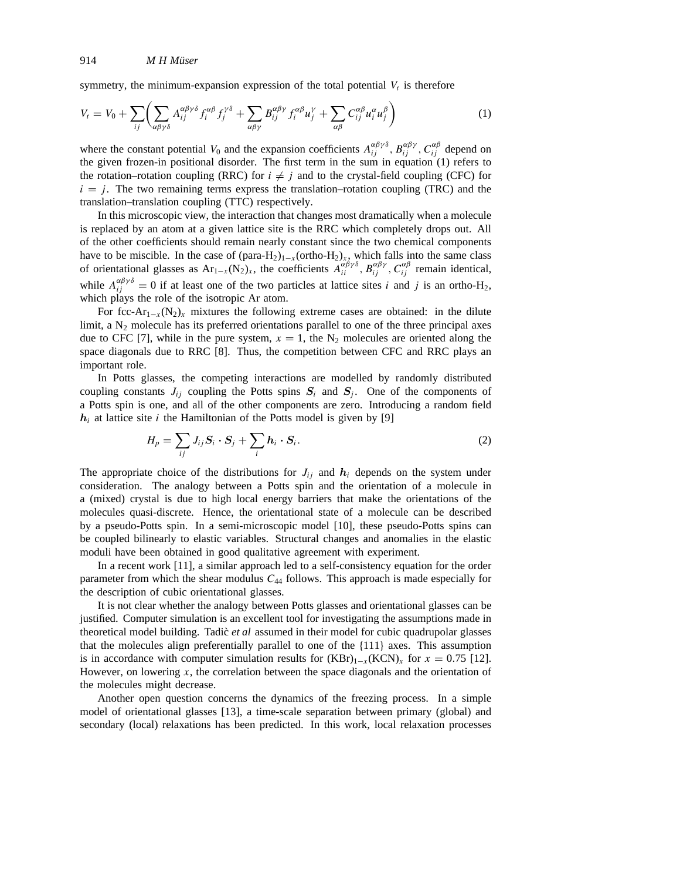symmetry, the minimum-expansion expression of the total potential $V_t$ is therefore

$$V_t = V_0 + \sum_{ij}\left(\sum_{\alpha\beta\gamma\delta} A_{ij}^{\alpha\beta\gamma\delta} f_i^{\alpha\beta} f_j^{\gamma\delta} + \sum_{\alpha\beta\gamma} B_{ij}^{\alpha\beta\gamma} f_i^{\alpha\beta} u_j^{\gamma} + \sum_{\alpha\beta} C_{ij}^{\alpha\beta} u_i^{\alpha} u_j^{\beta}\right) \tag{1}$$

where the constant potential $V_0$ and the expansion coefficients $A_{ij}^{\alpha\beta\gamma\delta}$, $B_{ij}^{\alpha\beta\gamma}$, $C_{ij}^{\alpha\beta}$ depend on the given frozen-in positional disorder. The first term in the sum in equation (1) refers to the rotation–rotation coupling (RRC) for $i \neq j$ and to the crystal-field coupling (CFC) for $i = j$. The two remaining terms express the translation–rotation coupling (TRC) and the translation–translation coupling (TTC) respectively.

In this microscopic view, the interaction that changes most dramatically when a molecule is replaced by an atom at a given lattice site is the RRC which completely drops out. All of the other coefficients should remain nearly constant since the two chemical components have to be miscible. In the case of $(\text{para-H}_2)_{1-x}(\text{ortho-H}_2)_x$, which falls into the same class of orientational glasses as $\text{Ar}_{1-x}(\text{N}_2)_x$, the coefficients $A_{ii}^{\alpha\beta\gamma\delta}$, $B_{ij}^{\alpha\beta\gamma}$, $C_{ij}^{\alpha\beta}$ remain identical, while $A_{ij}^{\alpha\beta\gamma\delta} = 0$ if at least one of the two particles at lattice sites $i$ and $j$ is an ortho-$H_2$, which plays the role of the isotropic Ar atom.

For fcc-$\text{Ar}_{1-x}(\text{N}_2)_x$ mixtures the following extreme cases are obtained: in the dilute limit, a $N_2$ molecule has its preferred orientations parallel to one of the three principal axes due to CFC [7], while in the pure system, $x = 1$, the $N_2$ molecules are oriented along the space diagonals due to RRC [8]. Thus, the competition between CFC and RRC plays an important role.

In Potts glasses, the competing interactions are modelled by randomly distributed coupling constants $J_{ij}$ coupling the Potts spins $\boldsymbol{S}_i$ and $\boldsymbol{S}_j$. One of the components of a Potts spin is one, and all of the other components are zero. Introducing a random field $\boldsymbol{h}_i$ at lattice site $i$ the Hamiltonian of the Potts model is given by [9]

$$H_p = \sum_{ij} J_{ij} \boldsymbol{S}_i \cdot \boldsymbol{S}_j + \sum_i \boldsymbol{h}_i \cdot \boldsymbol{S}_i. \tag{2}$$

The appropriate choice of the distributions for $J_{ij}$ and $\boldsymbol{h}_i$ depends on the system under consideration. The analogy between a Potts spin and the orientation of a molecule in a (mixed) crystal is due to high local energy barriers that make the orientations of the molecules quasi-discrete. Hence, the orientational state of a molecule can be described by a pseudo-Potts spin. In a semi-microscopic model [10], these pseudo-Potts spins can be coupled bilinearly to elastic variables. Structural changes and anomalies in the elastic moduli have been obtained in good qualitative agreement with experiment.

In a recent work [11], a similar approach led to a self-consistency equation for the order parameter from which the shear modulus $C_{44}$ follows. This approach is made especially for the description of cubic orientational glasses.

It is not clear whether the analogy between Potts glasses and orientational glasses can be justified. Computer simulation is an excellent tool for investigating the assumptions made in theoretical model building. Tadič *et al* assumed in their model for cubic quadrupolar glasses that the molecules align preferentially parallel to one of the {111} axes. This assumption is in accordance with computer simulation results for $(\text{KBr})_{1-x}(\text{KCN})_x$ for $x = 0.75$ [12]. However, on lowering $x$, the correlation between the space diagonals and the orientation of the molecules might decrease.

Another open question concerns the dynamics of the freezing process. In a simple model of orientational glasses [13], a time-scale separation between primary (global) and secondary (local) relaxations has been predicted. In this work, local relaxation processes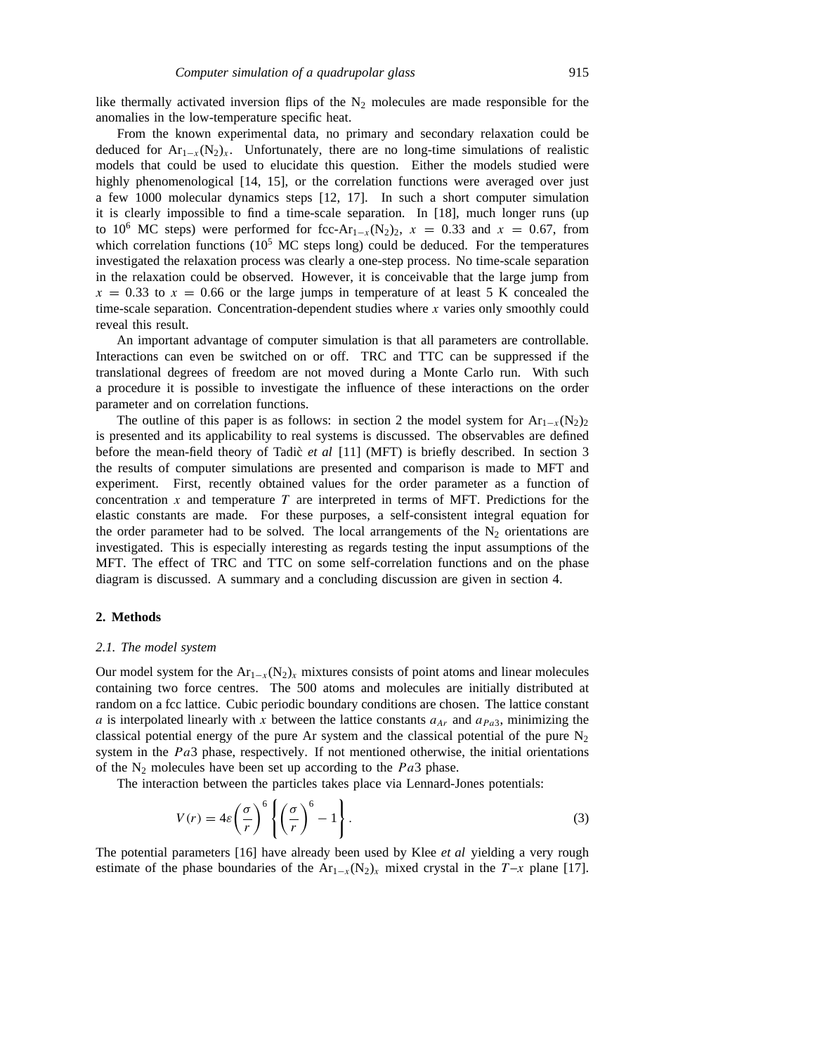like thermally activated inversion flips of the $N_2$ molecules are made responsible for the anomalies in the low-temperature specific heat.

From the known experimental data, no primary and secondary relaxation could be deduced for $Ar_{1-x}(N_2)_x$. Unfortunately, there are no long-time simulations of realistic models that could be used to elucidate this question. Either the models studied were highly phenomenological [14, 15], or the correlation functions were averaged over just a few 1000 molecular dynamics steps [12, 17]. In such a short computer simulation it is clearly impossible to find a time-scale separation. In [18], much longer runs (up to $10^6$ MC steps) were performed for fcc-$Ar_{1-x}(N_2)_2$, $x = 0.33$ and $x = 0.67$, from which correlation functions ($10^5$ MC steps long) could be deduced. For the temperatures investigated the relaxation process was clearly a one-step process. No time-scale separation in the relaxation could be observed. However, it is conceivable that the large jump from $x = 0.33$ to $x = 0.66$ or the large jumps in temperature of at least 5 K concealed the time-scale separation. Concentration-dependent studies where $x$ varies only smoothly could reveal this result.

An important advantage of computer simulation is that all parameters are controllable. Interactions can even be switched on or off. TRC and TTC can be suppressed if the translational degrees of freedom are not moved during a Monte Carlo run. With such a procedure it is possible to investigate the influence of these interactions on the order parameter and on correlation functions.

The outline of this paper is as follows: in section 2 the model system for $Ar_{1-x}(N_2)_2$ is presented and its applicability to real systems is discussed. The observables are defined before the mean-field theory of Tadič *et al* [11] (MFT) is briefly described. In section 3 the results of computer simulations are presented and comparison is made to MFT and experiment. First, recently obtained values for the order parameter as a function of concentration $x$ and temperature $T$ are interpreted in terms of MFT. Predictions for the elastic constants are made. For these purposes, a self-consistent integral equation for the order parameter had to be solved. The local arrangements of the $N_2$ orientations are investigated. This is especially interesting as regards testing the input assumptions of the MFT. The effect of TRC and TTC on some self-correlation functions and on the phase diagram is discussed. A summary and a concluding discussion are given in section 4.

## 2. Methods

### 2.1. The model system

Our model system for the $Ar_{1-x}(N_2)_x$ mixtures consists of point atoms and linear molecules containing two force centres. The 500 atoms and molecules are initially distributed at random on a fcc lattice. Cubic periodic boundary conditions are chosen. The lattice constant $a$ is interpolated linearly with $x$ between the lattice constants $a_{Ar}$ and $a_{Pa3}$, minimizing the classical potential energy of the pure Ar system and the classical potential of the pure $N_2$ system in the $Pa3$ phase, respectively. If not mentioned otherwise, the initial orientations of the $N_2$ molecules have been set up according to the $Pa3$ phase.

The interaction between the particles takes place via Lennard-Jones potentials:

$$V(r) = 4\varepsilon \left(\frac{\sigma}{r}\right)^6 \left\{ \left(\frac{\sigma}{r}\right)^6 - 1 \right\}. \tag{3}$$

The potential parameters [16] have already been used by Klee *et al* yielding a very rough estimate of the phase boundaries of the $Ar_{1-x}(N_2)_x$ mixed crystal in the $T$–$x$ plane [17].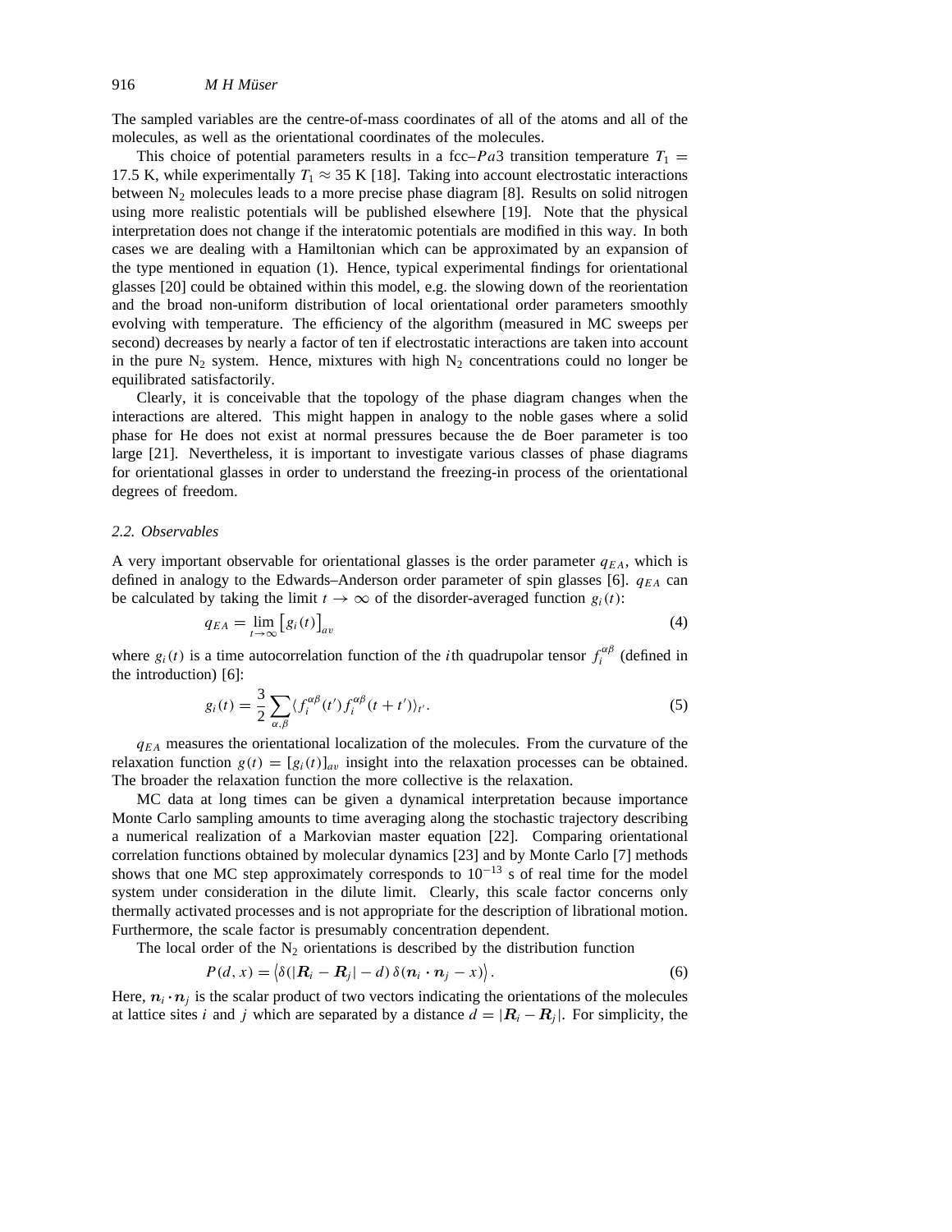The sampled variables are the centre-of-mass coordinates of all of the atoms and all of the molecules, as well as the orientational coordinates of the molecules.

This choice of potential parameters results in a fcc–$Pa3$ transition temperature $T_1 = 17.5$ K, while experimentally $T_1 \approx 35$ K [18]. Taking into account electrostatic interactions between $N_2$ molecules leads to a more precise phase diagram [8]. Results on solid nitrogen using more realistic potentials will be published elsewhere [19]. Note that the physical interpretation does not change if the interatomic potentials are modified in this way. In both cases we are dealing with a Hamiltonian which can be approximated by an expansion of the type mentioned in equation (1). Hence, typical experimental findings for orientational glasses [20] could be obtained within this model, e.g. the slowing down of the reorientation and the broad non-uniform distribution of local orientational order parameters smoothly evolving with temperature. The efficiency of the algorithm (measured in MC sweeps per second) decreases by nearly a factor of ten if electrostatic interactions are taken into account in the pure $N_2$ system. Hence, mixtures with high $N_2$ concentrations could no longer be equilibrated satisfactorily.

Clearly, it is conceivable that the topology of the phase diagram changes when the interactions are altered. This might happen in analogy to the noble gases where a solid phase for He does not exist at normal pressures because the de Boer parameter is too large [21]. Nevertheless, it is important to investigate various classes of phase diagrams for orientational glasses in order to understand the freezing-in process of the orientational degrees of freedom.

### *2.2. Observables*

A very important observable for orientational glasses is the order parameter $q_{EA}$, which is defined in analogy to the Edwards–Anderson order parameter of spin glasses [6]. $q_{EA}$ can be calculated by taking the limit $t \to \infty$ of the disorder-averaged function $g_i(t)$:

$$q_{EA} = \lim_{t\to\infty} \left[ g_i(t) \right]_{av} \tag{4}$$

where $g_i(t)$ is a time autocorrelation function of the $i$th quadrupolar tensor $f_i^{\alpha\beta}$ (defined in the introduction) [6]:

$$g_i(t) = \frac{3}{2} \sum_{\alpha,\beta} \langle f_i^{\alpha\beta}(t') f_i^{\alpha\beta}(t+t') \rangle_{t'}. \tag{5}$$

$q_{EA}$ measures the orientational localization of the molecules. From the curvature of the relaxation function $g(t) = [g_i(t)]_{av}$ insight into the relaxation processes can be obtained. The broader the relaxation function the more collective is the relaxation.

MC data at long times can be given a dynamical interpretation because importance Monte Carlo sampling amounts to time averaging along the stochastic trajectory describing a numerical realization of a Markovian master equation [22]. Comparing orientational correlation functions obtained by molecular dynamics [23] and by Monte Carlo [7] methods shows that one MC step approximately corresponds to $10^{-13}$ s of real time for the model system under consideration in the dilute limit. Clearly, this scale factor concerns only thermally activated processes and is not appropriate for the description of librational motion. Furthermore, the scale factor is presumably concentration dependent.

The local order of the $N_2$ orientations is described by the distribution function

$$P(d, x) = \left\langle \delta(|\boldsymbol{R}_i - \boldsymbol{R}_j| - d)\, \delta(\boldsymbol{n}_i \cdot \boldsymbol{n}_j - x) \right\rangle. \tag{6}$$

Here, $\boldsymbol{n}_i \cdot \boldsymbol{n}_j$ is the scalar product of two vectors indicating the orientations of the molecules at lattice sites $i$ and $j$ which are separated by a distance $d = |\boldsymbol{R}_i - \boldsymbol{R}_j|$. For simplicity, the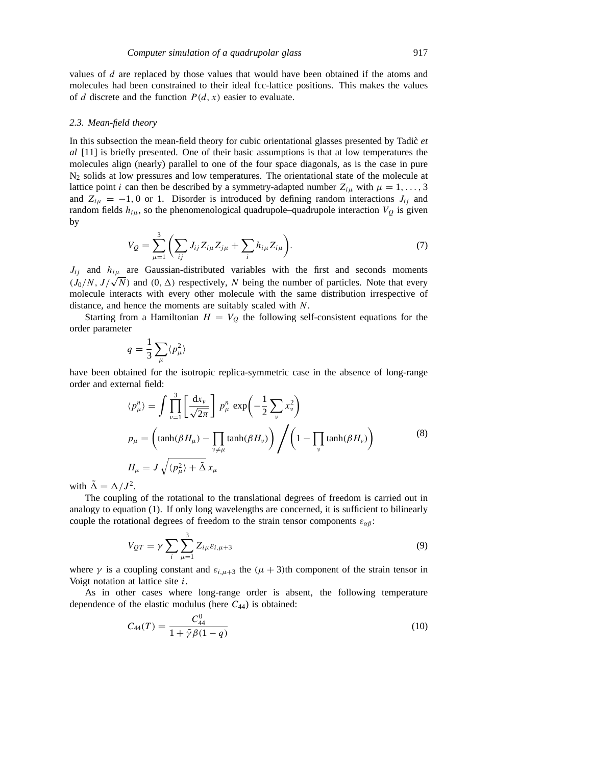values of $d$ are replaced by those values that would have been obtained if the atoms and molecules had been constrained to their ideal fcc-lattice positions. This makes the values of $d$ discrete and the function $P(d, x)$ easier to evaluate.

### 2.3. Mean-field theory

In this subsection the mean-field theory for cubic orientational glasses presented by Tadič *et al* [11] is briefly presented. One of their basic assumptions is that at low temperatures the molecules align (nearly) parallel to one of the four space diagonals, as is the case in pure $N_2$ solids at low pressures and low temperatures. The orientational state of the molecule at lattice point $i$ can then be described by a symmetry-adapted number $Z_{i\mu}$ with $\mu = 1, \ldots, 3$ and $Z_{i\mu} = -1, 0$ or 1. Disorder is introduced by defining random interactions $J_{ij}$ and random fields $h_{i\mu}$, so the phenomenological quadrupole–quadrupole interaction $V_Q$ is given by

$$V_Q = \sum_{\mu=1}^{3} \left( \sum_{ij} J_{ij} Z_{i\mu} Z_{j\mu} + \sum_{i} h_{i\mu} Z_{i\mu} \right). \tag{7}$$

$J_{ij}$ and $h_{i\mu}$ are Gaussian-distributed variables with the first and seconds moments $(J_0/N, J/\sqrt{N})$ and $(0, \Delta)$ respectively, $N$ being the number of particles. Note that every molecule interacts with every other molecule with the same distribution irrespective of distance, and hence the moments are suitably scaled with $N$.

Starting from a Hamiltonian $H = V_Q$ the following self-consistent equations for the order parameter

$$q = \frac{1}{3} \sum_{\mu} \langle p_\mu^2 \rangle$$

have been obtained for the isotropic replica-symmetric case in the absence of long-range order and external field:

$$\begin{aligned}
\langle p_\mu^n \rangle &= \int \prod_{\nu=1}^{3} \left[ \frac{\mathrm{d}x_\nu}{\sqrt{2\pi}} \right] p_\mu^n \exp\left( -\frac{1}{2} \sum_{\nu} x_\nu^2 \right) \\
p_\mu &= \left( \tanh(\beta H_\mu) - \prod_{\nu \neq \mu} \tanh(\beta H_\nu) \right) \Bigg/ \left( 1 - \prod_{\nu} \tanh(\beta H_\nu) \right) \\
H_\mu &= J \sqrt{\langle p_\mu^2 \rangle + \tilde{\Delta}}\, x_\mu
\end{aligned} \tag{8}$$

with $\tilde{\Delta} = \Delta/J^2$.

The coupling of the rotational to the translational degrees of freedom is carried out in analogy to equation (1). If only long wavelengths are concerned, it is sufficient to bilinearly couple the rotational degrees of freedom to the strain tensor components $\varepsilon_{\alpha\beta}$:

$$V_{QT} = \gamma \sum_{i} \sum_{\mu=1}^{3} Z_{i\mu} \varepsilon_{i,\mu+3} \tag{9}$$

where $\gamma$ is a coupling constant and $\varepsilon_{i,\mu+3}$ the $(\mu + 3)$th component of the strain tensor in Voigt notation at lattice site $i$.

As in other cases where long-range order is absent, the following temperature dependence of the elastic modulus (here $C_{44}$) is obtained:

$$C_{44}(T) = \frac{C_{44}^0}{1 + \tilde{\gamma}\beta(1 - q)} \tag{10}$$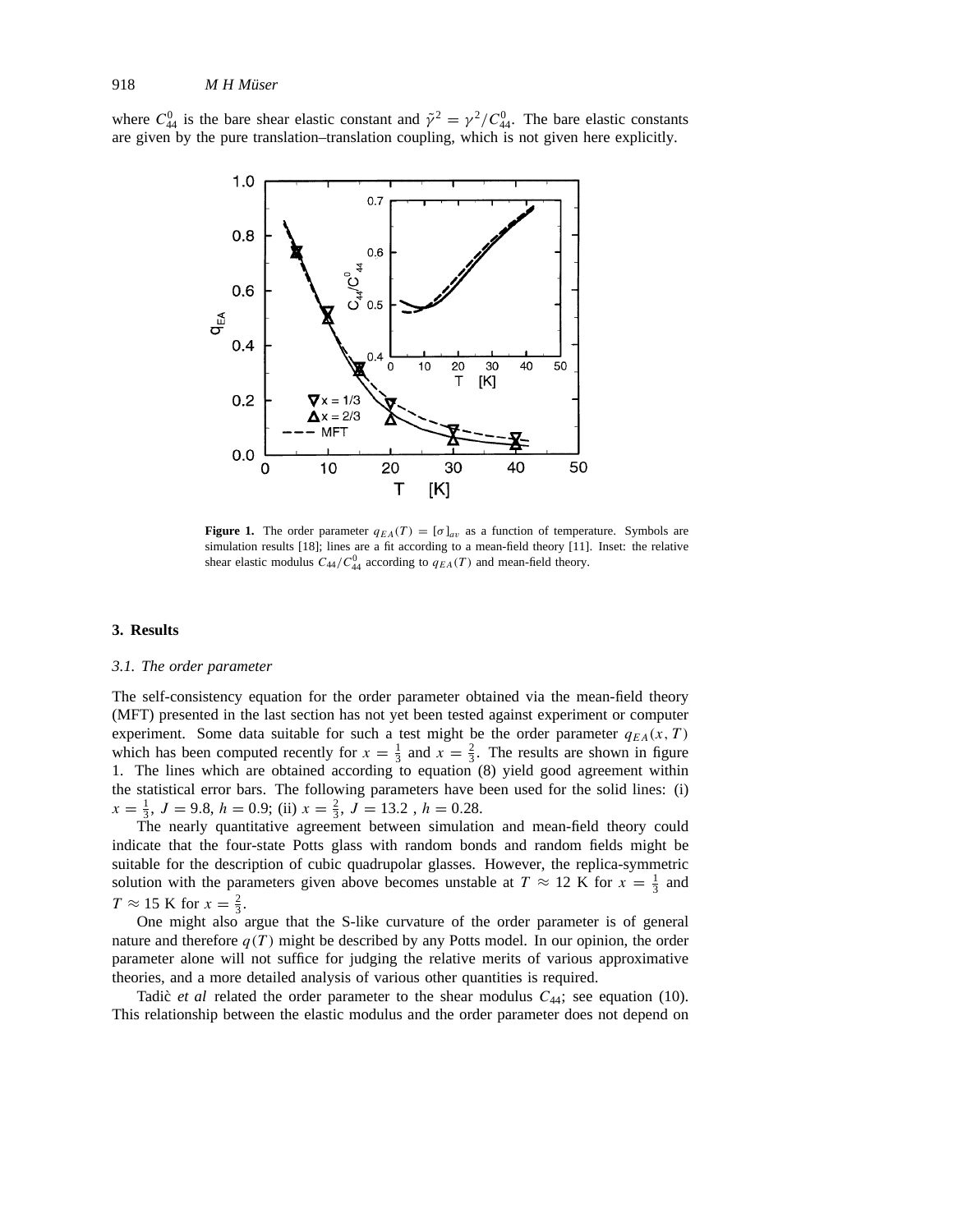where $C_{44}^0$ is the bare shear elastic constant and $\tilde{\gamma}^2 = \gamma^2/C_{44}^0$. The bare elastic constants are given by the pure translation–translation coupling, which is not given here explicitly.

**Figure 1.** The order parameter $q_{EA}(T) = [\sigma]_{av}$ as a function of temperature. Symbols are simulation results [18]; lines are a fit according to a mean-field theory [11]. Inset: the relative shear elastic modulus $C_{44}/C_{44}^0$ according to $q_{EA}(T)$ and mean-field theory.

## 3. Results

### 3.1. The order parameter

The self-consistency equation for the order parameter obtained via the mean-field theory (MFT) presented in the last section has not yet been tested against experiment or computer experiment. Some data suitable for such a test might be the order parameter $q_{EA}(x, T)$ which has been computed recently for $x = \frac{1}{3}$ and $x = \frac{2}{3}$. The results are shown in figure 1. The lines which are obtained according to equation (8) yield good agreement within the statistical error bars. The following parameters have been used for the solid lines: (i) $x = \frac{1}{3}$, $J = 9.8$, $h = 0.9$; (ii) $x = \frac{2}{3}$, $J = 13.2$ , $h = 0.28$.

The nearly quantitative agreement between simulation and mean-field theory could indicate that the four-state Potts glass with random bonds and random fields might be suitable for the description of cubic quadrupolar glasses. However, the replica-symmetric solution with the parameters given above becomes unstable at $T \approx 12$ K for $x = \frac{1}{3}$ and $T \approx 15$ K for $x = \frac{2}{3}$.

One might also argue that the S-like curvature of the order parameter is of general nature and therefore $q(T)$ might be described by any Potts model. In our opinion, the order parameter alone will not suffice for judging the relative merits of various approximative theories, and a more detailed analysis of various other quantities is required.

Tadiĉ *et al* related the order parameter to the shear modulus $C_{44}$; see equation (10). This relationship between the elastic modulus and the order parameter does not depend on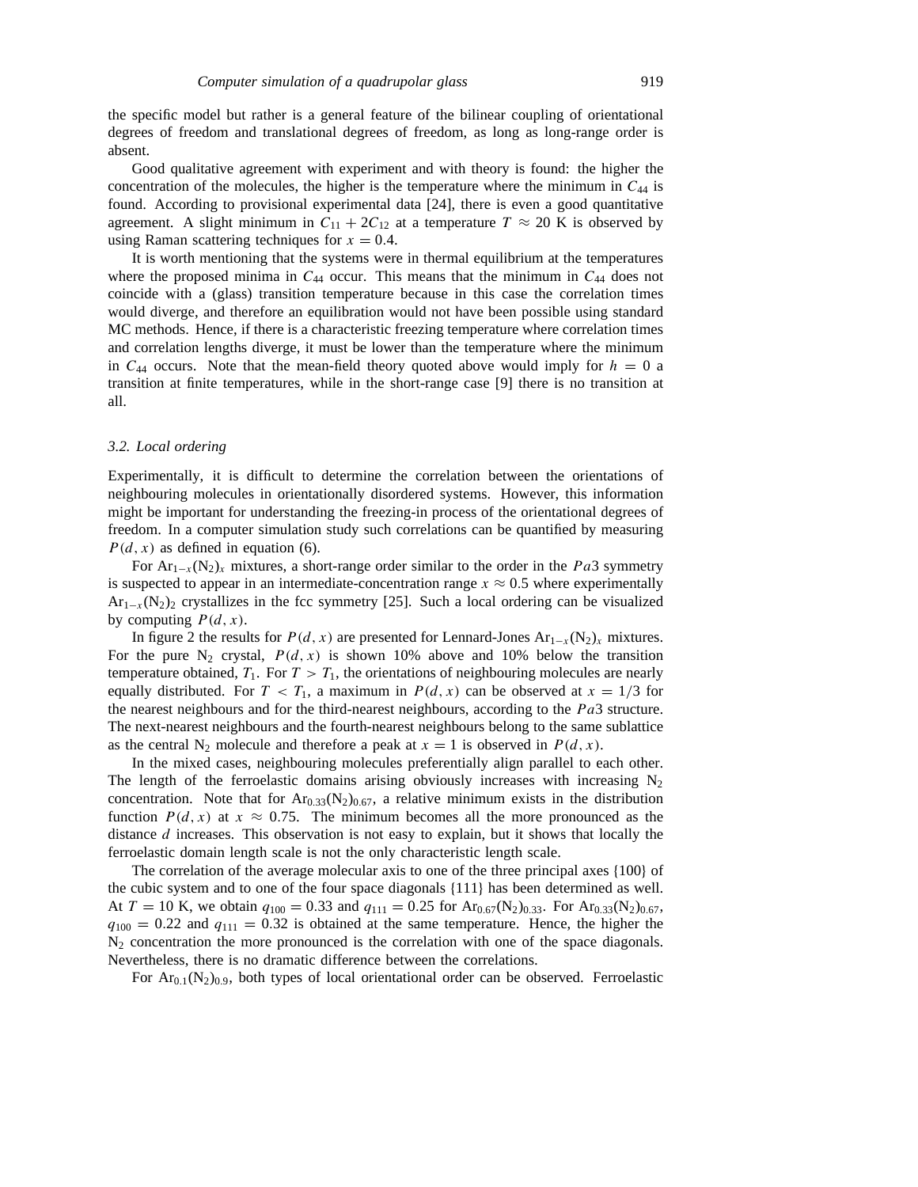the specific model but rather is a general feature of the bilinear coupling of orientational degrees of freedom and translational degrees of freedom, as long as long-range order is absent.

Good qualitative agreement with experiment and with theory is found: the higher the concentration of the molecules, the higher is the temperature where the minimum in $C_{44}$ is found. According to provisional experimental data [24], there is even a good quantitative agreement. A slight minimum in $C_{11} + 2C_{12}$ at a temperature $T \approx 20$ K is observed by using Raman scattering techniques for $x = 0.4$.

It is worth mentioning that the systems were in thermal equilibrium at the temperatures where the proposed minima in $C_{44}$ occur. This means that the minimum in $C_{44}$ does not coincide with a (glass) transition temperature because in this case the correlation times would diverge, and therefore an equilibration would not have been possible using standard MC methods. Hence, if there is a characteristic freezing temperature where correlation times and correlation lengths diverge, it must be lower than the temperature where the minimum in $C_{44}$ occurs. Note that the mean-field theory quoted above would imply for $h = 0$ a transition at finite temperatures, while in the short-range case [9] there is no transition at all.

### *3.2. Local ordering*

Experimentally, it is difficult to determine the correlation between the orientations of neighbouring molecules in orientationally disordered systems. However, this information might be important for understanding the freezing-in process of the orientational degrees of freedom. In a computer simulation study such correlations can be quantified by measuring $P(d, x)$ as defined in equation (6).

For $Ar_{1-x}(N_2)_x$ mixtures, a short-range order similar to the order in the $Pa3$ symmetry is suspected to appear in an intermediate-concentration range $x \approx 0.5$ where experimentally $Ar_{1-x}(N_2)_2$ crystallizes in the fcc symmetry [25]. Such a local ordering can be visualized by computing $P(d, x)$.

In figure 2 the results for $P(d, x)$ are presented for Lennard-Jones $Ar_{1-x}(N_2)_x$ mixtures. For the pure $N_2$ crystal, $P(d, x)$ is shown 10% above and 10% below the transition temperature obtained, $T_1$. For $T > T_1$, the orientations of neighbouring molecules are nearly equally distributed. For $T < T_1$, a maximum in $P(d, x)$ can be observed at $x = 1/3$ for the nearest neighbours and for the third-nearest neighbours, according to the $Pa3$ structure. The next-nearest neighbours and the fourth-nearest neighbours belong to the same sublattice as the central $N_2$ molecule and therefore a peak at $x = 1$ is observed in $P(d, x)$.

In the mixed cases, neighbouring molecules preferentially align parallel to each other. The length of the ferroelastic domains arising obviously increases with increasing $N_2$ concentration. Note that for $Ar_{0.33}(N_2)_{0.67}$, a relative minimum exists in the distribution function $P(d, x)$ at $x \approx 0.75$. The minimum becomes all the more pronounced as the distance $d$ increases. This observation is not easy to explain, but it shows that locally the ferroelastic domain length scale is not the only characteristic length scale.

The correlation of the average molecular axis to one of the three principal axes {100} of the cubic system and to one of the four space diagonals {111} has been determined as well. At $T = 10$ K, we obtain $q_{100} = 0.33$ and $q_{111} = 0.25$ for $Ar_{0.67}(N_2)_{0.33}$. For $Ar_{0.33}(N_2)_{0.67}$, $q_{100} = 0.22$ and $q_{111} = 0.32$ is obtained at the same temperature. Hence, the higher the $N_2$ concentration the more pronounced is the correlation with one of the space diagonals. Nevertheless, there is no dramatic difference between the correlations.

For $Ar_{0.1}(N_2)_{0.9}$, both types of local orientational order can be observed. Ferroelastic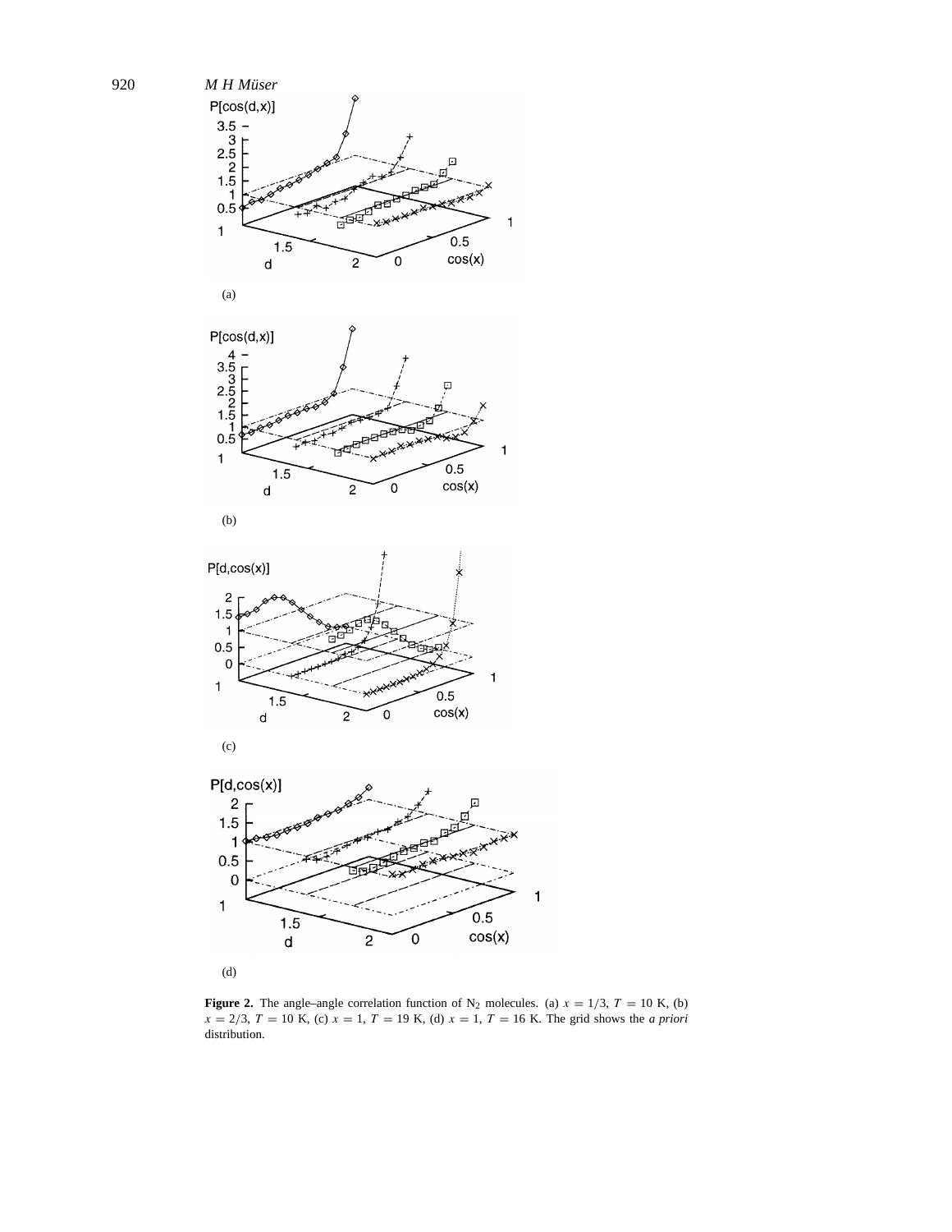(a)

(b)

(c)

(d)

**Figure 2.** The angle–angle correlation function of $N_2$ molecules. (a) $x = 1/3$, $T = 10$ K, (b) $x = 2/3$, $T = 10$ K, (c) $x = 1$, $T = 19$ K, (d) $x = 1$, $T = 16$ K. The grid shows the *a priori* distribution.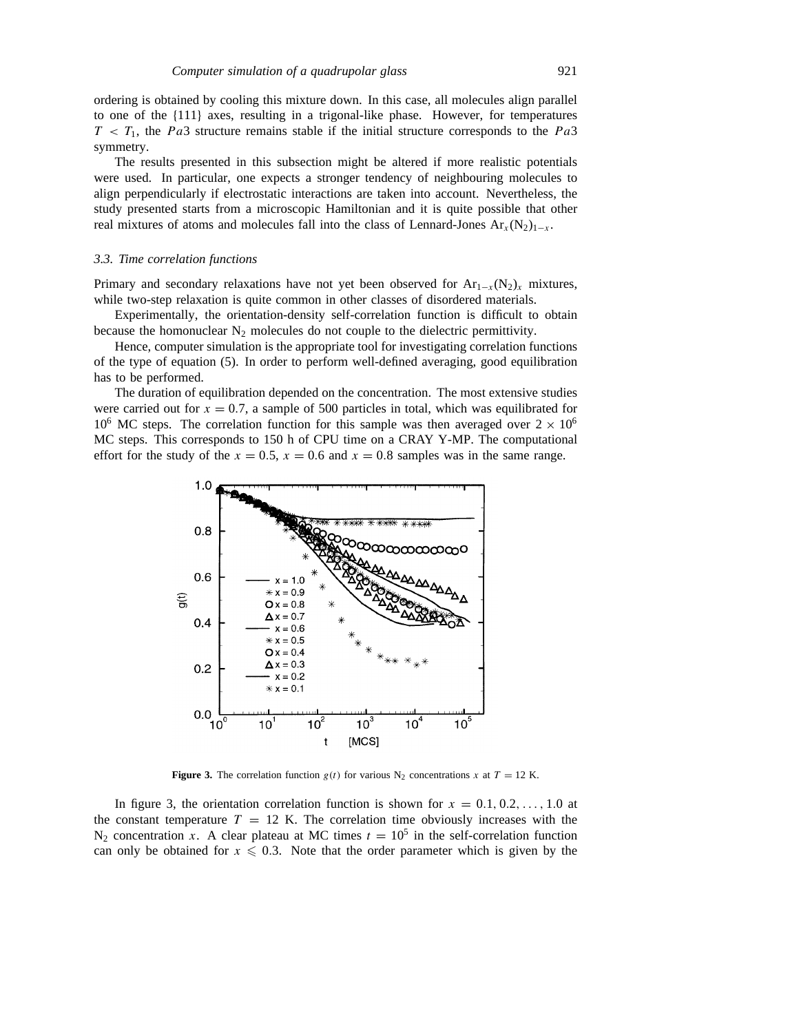ordering is obtained by cooling this mixture down. In this case, all molecules align parallel to one of the {111} axes, resulting in a trigonal-like phase. However, for temperatures $T < T_1$, the $Pa3$ structure remains stable if the initial structure corresponds to the $Pa3$ symmetry.

The results presented in this subsection might be altered if more realistic potentials were used. In particular, one expects a stronger tendency of neighbouring molecules to align perpendicularly if electrostatic interactions are taken into account. Nevertheless, the study presented starts from a microscopic Hamiltonian and it is quite possible that other real mixtures of atoms and molecules fall into the class of Lennard-Jones $Ar_x(N_2)_{1-x}$.

### 3.3. Time correlation functions

Primary and secondary relaxations have not yet been observed for $Ar_{1-x}(N_2)_x$ mixtures, while two-step relaxation is quite common in other classes of disordered materials.

Experimentally, the orientation-density self-correlation function is difficult to obtain because the homonuclear $N_2$ molecules do not couple to the dielectric permittivity.

Hence, computer simulation is the appropriate tool for investigating correlation functions of the type of equation (5). In order to perform well-defined averaging, good equilibration has to be performed.

The duration of equilibration depended on the concentration. The most extensive studies were carried out for $x = 0.7$, a sample of 500 particles in total, which was equilibrated for $10^6$ MC steps. The correlation function for this sample was then averaged over $2 \times 10^6$ MC steps. This corresponds to 150 h of CPU time on a CRAY Y-MP. The computational effort for the study of the $x = 0.5$, $x = 0.6$ and $x = 0.8$ samples was in the same range.

**Figure 3.** The correlation function $g(t)$ for various $N_2$ concentrations $x$ at $T = 12$ K.

In figure 3, the orientation correlation function is shown for $x = 0.1, 0.2, \ldots, 1.0$ at the constant temperature $T = 12$ K. The correlation time obviously increases with the $N_2$ concentration $x$. A clear plateau at MC times $t = 10^5$ in the self-correlation function can only be obtained for $x \leqslant 0.3$. Note that the order parameter which is given by the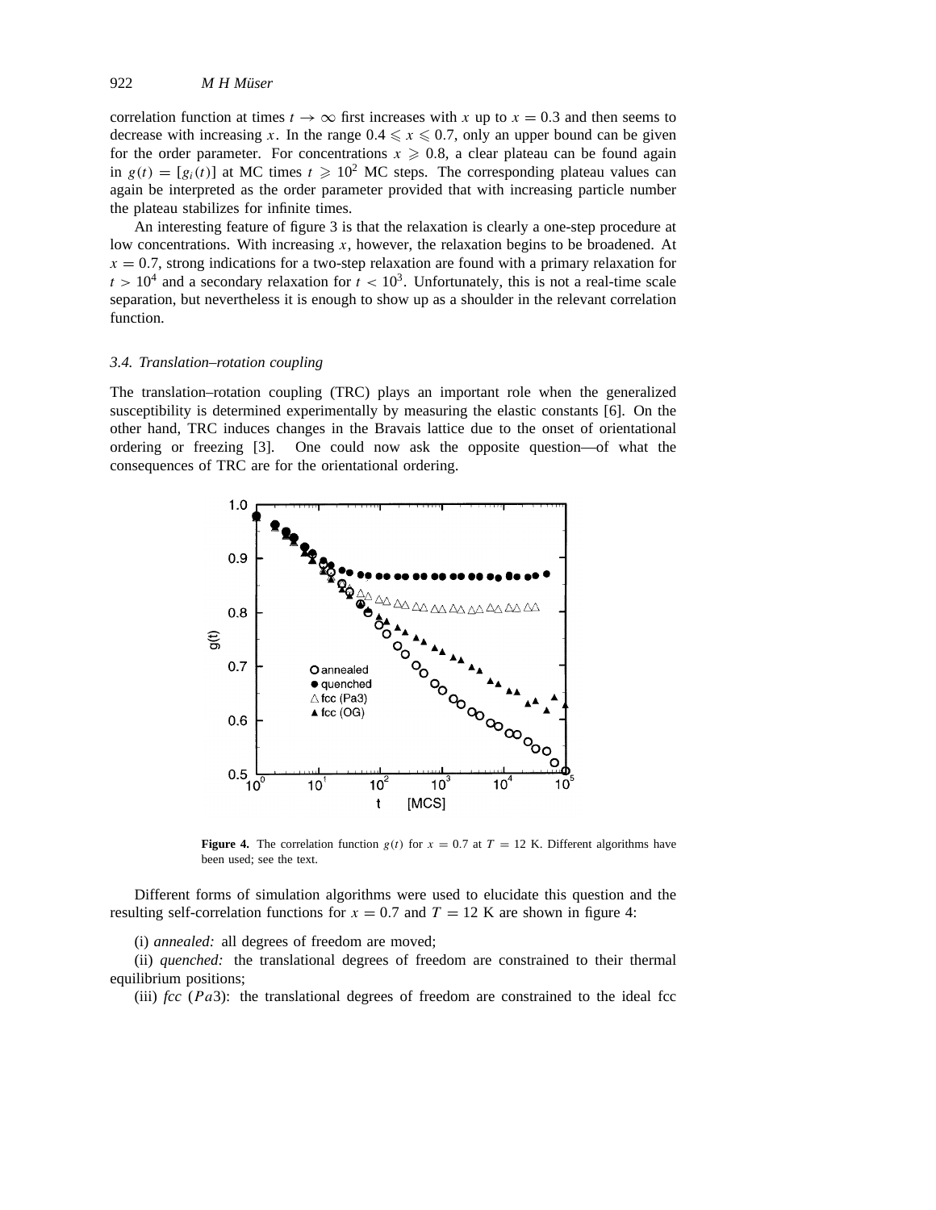correlation function at times $t \to \infty$ first increases with $x$ up to $x = 0.3$ and then seems to decrease with increasing $x$. In the range $0.4 \leqslant x \leqslant 0.7$, only an upper bound can be given for the order parameter. For concentrations $x \geqslant 0.8$, a clear plateau can be found again in $g(t) = [g_i(t)]$ at MC times $t \geqslant 10^2$ MC steps. The corresponding plateau values can again be interpreted as the order parameter provided that with increasing particle number the plateau stabilizes for infinite times.

An interesting feature of figure 3 is that the relaxation is clearly a one-step procedure at low concentrations. With increasing $x$, however, the relaxation begins to be broadened. At $x = 0.7$, strong indications for a two-step relaxation are found with a primary relaxation for $t > 10^4$ and a secondary relaxation for $t < 10^3$. Unfortunately, this is not a real-time scale separation, but nevertheless it is enough to show up as a shoulder in the relevant correlation function.

### *3.4. Translation–rotation coupling*

The translation–rotation coupling (TRC) plays an important role when the generalized susceptibility is determined experimentally by measuring the elastic constants [6]. On the other hand, TRC induces changes in the Bravais lattice due to the onset of orientational ordering or freezing [3]. One could now ask the opposite question—of what the consequences of TRC are for the orientational ordering.

**Figure 4.** The correlation function $g(t)$ for $x = 0.7$ at $T = 12$ K. Different algorithms have been used; see the text.

Different forms of simulation algorithms were used to elucidate this question and the resulting self-correlation functions for $x = 0.7$ and $T = 12$ K are shown in figure 4:

(i) *annealed:* all degrees of freedom are moved;

(ii) *quenched:* the translational degrees of freedom are constrained to their thermal equilibrium positions;

(iii) *fcc* ($Pa3$): the translational degrees of freedom are constrained to the ideal fcc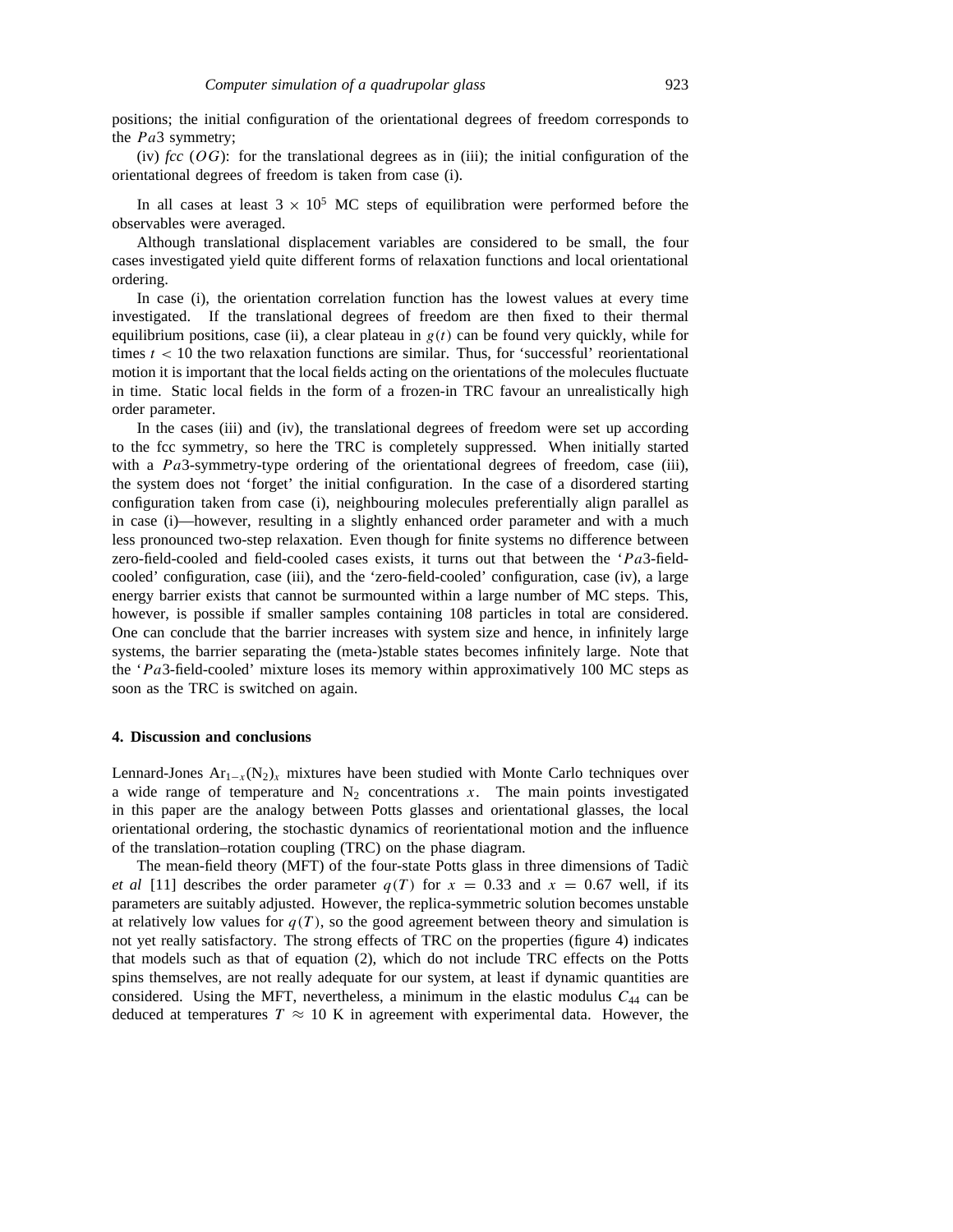positions; the initial configuration of the orientational degrees of freedom corresponds to the $Pa3$ symmetry;

(iv) *fcc* ($OG$): for the translational degrees as in (iii); the initial configuration of the orientational degrees of freedom is taken from case (i).

In all cases at least $3 \times 10^5$ MC steps of equilibration were performed before the observables were averaged.

Although translational displacement variables are considered to be small, the four cases investigated yield quite different forms of relaxation functions and local orientational ordering.

In case (i), the orientation correlation function has the lowest values at every time investigated. If the translational degrees of freedom are then fixed to their thermal equilibrium positions, case (ii), a clear plateau in $g(t)$ can be found very quickly, while for times $t < 10$ the two relaxation functions are similar. Thus, for 'successful' reorientational motion it is important that the local fields acting on the orientations of the molecules fluctuate in time. Static local fields in the form of a frozen-in TRC favour an unrealistically high order parameter.

In the cases (iii) and (iv), the translational degrees of freedom were set up according to the fcc symmetry, so here the TRC is completely suppressed. When initially started with a $Pa3$-symmetry-type ordering of the orientational degrees of freedom, case (iii), the system does not 'forget' the initial configuration. In the case of a disordered starting configuration taken from case (i), neighbouring molecules preferentially align parallel as in case (i)—however, resulting in a slightly enhanced order parameter and with a much less pronounced two-step relaxation. Even though for finite systems no difference between zero-field-cooled and field-cooled cases exists, it turns out that between the '$Pa3$-field-cooled' configuration, case (iii), and the 'zero-field-cooled' configuration, case (iv), a large energy barrier exists that cannot be surmounted within a large number of MC steps. This, however, is possible if smaller samples containing 108 particles in total are considered. One can conclude that the barrier increases with system size and hence, in infinitely large systems, the barrier separating the (meta-)stable states becomes infinitely large. Note that the '$Pa3$-field-cooled' mixture loses its memory within approximatively 100 MC steps as soon as the TRC is switched on again.

## 4. Discussion and conclusions

Lennard-Jones $Ar_{1-x}(N_2)_x$ mixtures have been studied with Monte Carlo techniques over a wide range of temperature and $N_2$ concentrations $x$. The main points investigated in this paper are the analogy between Potts glasses and orientational glasses, the local orientational ordering, the stochastic dynamics of reorientational motion and the influence of the translation–rotation coupling (TRC) on the phase diagram.

The mean-field theory (MFT) of the four-state Potts glass in three dimensions of Tadiċ *et al* [11] describes the order parameter $q(T)$ for $x = 0.33$ and $x = 0.67$ well, if its parameters are suitably adjusted. However, the replica-symmetric solution becomes unstable at relatively low values for $q(T)$, so the good agreement between theory and simulation is not yet really satisfactory. The strong effects of TRC on the properties (figure 4) indicates that models such as that of equation (2), which do not include TRC effects on the Potts spins themselves, are not really adequate for our system, at least if dynamic quantities are considered. Using the MFT, nevertheless, a minimum in the elastic modulus $C_{44}$ can be deduced at temperatures $T \approx 10$ K in agreement with experimental data. However, the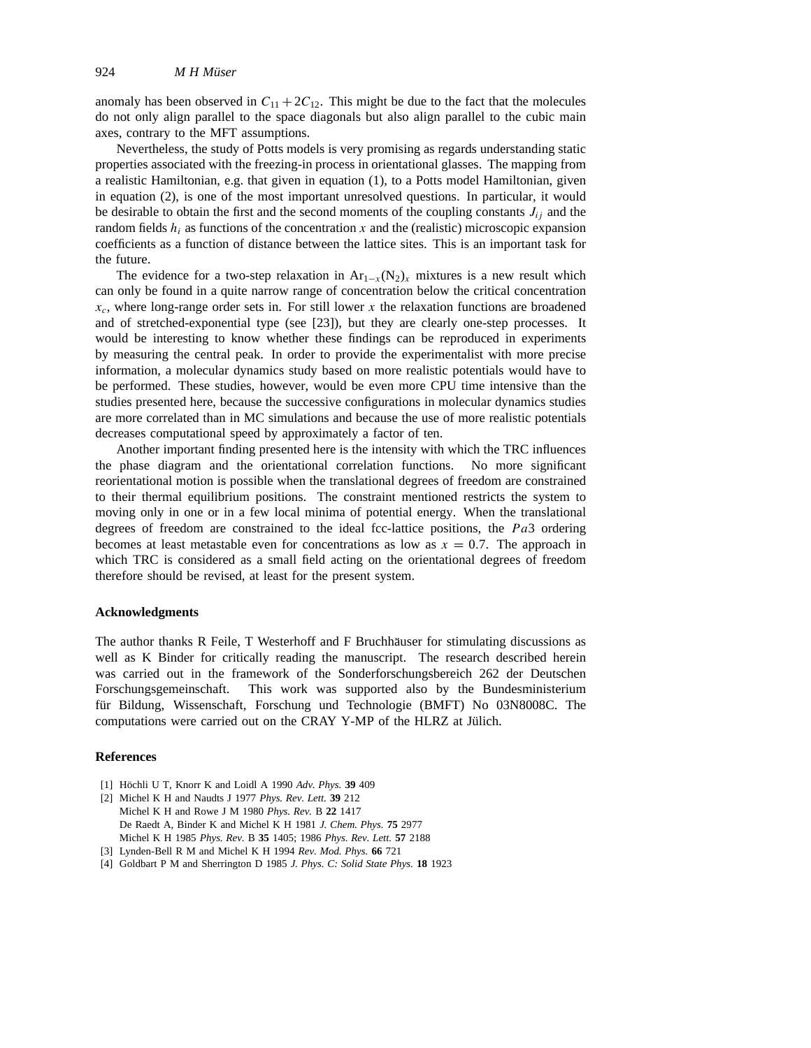anomaly has been observed in $C_{11} + 2C_{12}$. This might be due to the fact that the molecules do not only align parallel to the space diagonals but also align parallel to the cubic main axes, contrary to the MFT assumptions.

Nevertheless, the study of Potts models is very promising as regards understanding static properties associated with the freezing-in process in orientational glasses. The mapping from a realistic Hamiltonian, e.g. that given in equation (1), to a Potts model Hamiltonian, given in equation (2), is one of the most important unresolved questions. In particular, it would be desirable to obtain the first and the second moments of the coupling constants $J_{ij}$ and the random fields $h_i$ as functions of the concentration $x$ and the (realistic) microscopic expansion coefficients as a function of distance between the lattice sites. This is an important task for the future.

The evidence for a two-step relaxation in $Ar_{1-x}(N_2)_x$ mixtures is a new result which can only be found in a quite narrow range of concentration below the critical concentration $x_c$, where long-range order sets in. For still lower $x$ the relaxation functions are broadened and of stretched-exponential type (see [23]), but they are clearly one-step processes. It would be interesting to know whether these findings can be reproduced in experiments by measuring the central peak. In order to provide the experimentalist with more precise information, a molecular dynamics study based on more realistic potentials would have to be performed. These studies, however, would be even more CPU time intensive than the studies presented here, because the successive configurations in molecular dynamics studies are more correlated than in MC simulations and because the use of more realistic potentials decreases computational speed by approximately a factor of ten.

Another important finding presented here is the intensity with which the TRC influences the phase diagram and the orientational correlation functions. No more significant reorientational motion is possible when the translational degrees of freedom are constrained to their thermal equilibrium positions. The constraint mentioned restricts the system to moving only in one or in a few local minima of potential energy. When the translational degrees of freedom are constrained to the ideal fcc-lattice positions, the $Pa3$ ordering becomes at least metastable even for concentrations as low as $x = 0.7$. The approach in which TRC is considered as a small field acting on the orientational degrees of freedom therefore should be revised, at least for the present system.

## Acknowledgments

The author thanks R Feile, T Westerhoff and F Bruchhäuser for stimulating discussions as well as K Binder for critically reading the manuscript. The research described herein was carried out in the framework of the Sonderforschungsbereich 262 der Deutschen Forschungsgemeinschaft. This work was supported also by the Bundesministerium für Bildung, Wissenschaft, Forschung und Technologie (BMFT) No 03N8008C. The computations were carried out on the CRAY Y-MP of the HLRZ at Jülich.

## References

[1] Höchli U T, Knorr K and Loidl A 1990 *Adv. Phys.* **39** 409

[2] Michel K H and Naudts J 1977 *Phys. Rev. Lett.* **39** 212
Michel K H and Rowe J M 1980 *Phys. Rev.* B **22** 1417
De Raedt A, Binder K and Michel K H 1981 *J. Chem. Phys.* **75** 2977
Michel K H 1985 *Phys. Rev.* B **35** 1405; 1986 *Phys. Rev. Lett.* **57** 2188

[3] Lynden-Bell R M and Michel K H 1994 *Rev. Mod. Phys.* **66** 721

[4] Goldbart P M and Sherrington D 1985 *J. Phys. C: Solid State Phys.* **18** 1923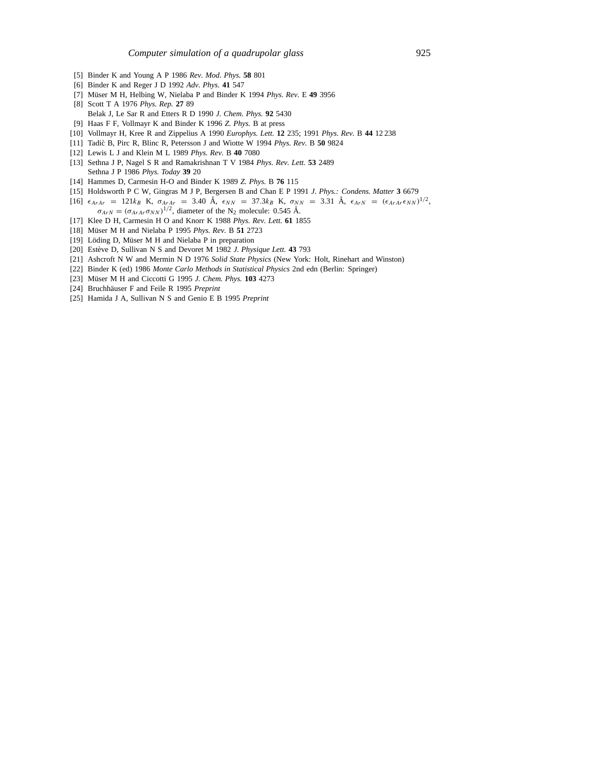[5] Binder K and Young A P 1986 *Rev. Mod. Phys.* **58** 801

[6] Binder K and Reger J D 1992 *Adv. Phys.* **41** 547

[7] Müser M H, Helbing W, Nielaba P and Binder K 1994 *Phys. Rev.* E **49** 3956

[8] Scott T A 1976 *Phys. Rep.* **27** 89
Belak J, Le Sar R and Etters R D 1990 *J. Chem. Phys.* **92** 5430

[9] Haas F F, Vollmayr K and Binder K 1996 *Z. Phys.* B at press

[10] Vollmayr H, Kree R and Zippelius A 1990 *Europhys. Lett.* **12** 235; 1991 *Phys. Rev.* B **44** 12 238

[11] Tadiċ B, Pirc R, Blinc R, Petersson J and Wiotte W 1994 *Phys. Rev.* B **50** 9824

[12] Lewis L J and Klein M L 1989 *Phys. Rev.* B **40** 7080

[13] Sethna J P, Nagel S R and Ramakrishnan T V 1984 *Phys. Rev. Lett.* **53** 2489
Sethna J P 1986 *Phys. Today* **39** 20

[14] Hammes D, Carmesin H-O and Binder K 1989 *Z. Phys.* B **76** 115

[15] Holdsworth P C W, Gingras M J P, Bergersen B and Chan E P 1991 *J. Phys.: Condens. Matter* **3** 6679

[16] $\epsilon_{ArAr} = 121k_B$ K, $\sigma_{ArAr} = 3.40$ Å, $\epsilon_{NN} = 37.3k_B$ K, $\sigma_{NN} = 3.31$ Å, $\epsilon_{ArN} = (\epsilon_{ArAr}\epsilon_{NN})^{1/2}$, $\sigma_{ArN} = (\sigma_{ArAr}\sigma_{NN})^{1/2}$, diameter of the $N_2$ molecule: 0.545 Å.

[17] Klee D H, Carmesin H O and Knorr K 1988 *Phys. Rev. Lett.* **61** 1855

[18] Müser M H and Nielaba P 1995 *Phys. Rev.* B **51** 2723

[19] Löding D, Müser M H and Nielaba P in preparation

[20] Estève D, Sullivan N S and Devoret M 1982 *J. Physique Lett.* **43** 793

[21] Ashcroft N W and Mermin N D 1976 *Solid State Physics* (New York: Holt, Rinehart and Winston)

[22] Binder K (ed) 1986 *Monte Carlo Methods in Statistical Physics* 2nd edn (Berlin: Springer)

[23] Müser M H and Ciccotti G 1995 *J. Chem. Phys.* **103** 4273

[24] Bruchhäuser F and Feile R 1995 *Preprint*

[25] Hamida J A, Sullivan N S and Genio E B 1995 *Preprint*